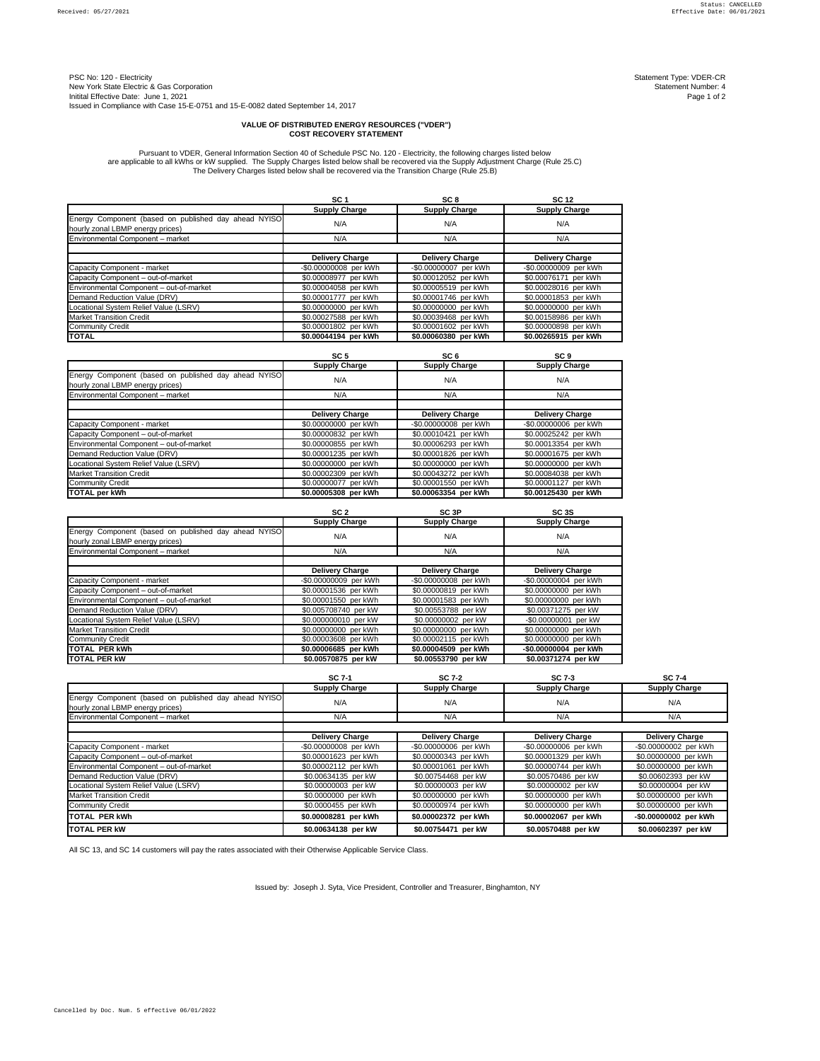PSC No: 120 - Electricity
New York State Electric & Gas Corporation
Initital Effective Date: June 1, 2021
Issued in Compliance with Case 15-E-0751 and 15-E-0082 dated September 14, 2017

Statement Type: VDER-CR
Statement Number: 4

## VALUE OF DISTRIBUTED ENERGY RESOURCES ("VDER") COST RECOVERY STATEMENT

Pursuant to VDER, General Information Section 40 of Schedule PSC No. 120 - Electricity, the following charges listed below are applicable to all kWhs or kW supplied. The Supply Charges listed below shall be recovered via the Supply Adjustment Charge (Rule 25.C) The Delivery Charges listed below shall be recovered via the Transition Charge (Rule 25.B)

| | SC 1 | SC 8 | SC 12 |
|---|---|---|---|
| | **Supply Charge** | **Supply Charge** | **Supply Charge** |
| Energy Component (based on published day ahead NYISO hourly zonal LBMP energy prices) | N/A | N/A | N/A |
| Environmental Component – market | N/A | N/A | N/A |
| | | | |
| | **Delivery Charge** | **Delivery Charge** | **Delivery Charge** |
| Capacity Component - market | -$0.00000008 per kWh | -$0.00000007 per kWh | -$0.00000009 per kWh |
| Capacity Component – out-of-market | $0.00008977 per kWh | $0.00012052 per kWh | $0.00076171 per kWh |
| Environmental Component – out-of-market | $0.00004058 per kWh | $0.00005519 per kWh | $0.00028016 per kWh |
| Demand Reduction Value (DRV) | $0.00001777 per kWh | $0.00001746 per kWh | $0.00001853 per kWh |
| Locational System Relief Value (LSRV) | $0.00000000 per kWh | $0.00000000 per kWh | $0.00000000 per kWh |
| Market Transition Credit | $0.00027588 per kWh | $0.00039468 per kWh | $0.00158986 per kWh |
| Community Credit | $0.00001802 per kWh | $0.00001602 per kWh | $0.00000898 per kWh |
| **TOTAL** | **$0.00044194 per kWh** | **$0.00060380 per kWh** | **$0.00265915 per kWh** |

| | SC 5 | SC 6 | SC 9 |
|---|---|---|---|
| | **Supply Charge** | **Supply Charge** | **Supply Charge** |
| Energy Component (based on published day ahead NYISO hourly zonal LBMP energy prices) | N/A | N/A | N/A |
| Environmental Component – market | N/A | N/A | N/A |
| | | | |
| | **Delivery Charge** | **Delivery Charge** | **Delivery Charge** |
| Capacity Component - market | $0.00000000 per kWh | -$0.00000008 per kWh | -$0.00000006 per kWh |
| Capacity Component – out-of-market | $0.00000832 per kWh | $0.00010421 per kWh | $0.00025242 per kWh |
| Environmental Component – out-of-market | $0.00000855 per kWh | $0.00006293 per kWh | $0.00013354 per kWh |
| Demand Reduction Value (DRV) | $0.00001235 per kWh | $0.00001826 per kWh | $0.00001675 per kWh |
| Locational System Relief Value (LSRV) | $0.00000000 per kWh | $0.00000000 per kWh | $0.00000000 per kWh |
| Market Transition Credit | $0.00002309 per kWh | $0.00043272 per kWh | $0.00084038 per kWh |
| Community Credit | $0.00000077 per kWh | $0.00001550 per kWh | $0.00001127 per kWh |
| **TOTAL per kWh** | **$0.00005308 per kWh** | **$0.00063354 per kWh** | **$0.00125430 per kWh** |

| | SC 2 | SC 3P | SC 3S |
|---|---|---|---|
| | **Supply Charge** | **Supply Charge** | **Supply Charge** |
| Energy Component (based on published day ahead NYISO hourly zonal LBMP energy prices) | N/A | N/A | N/A |
| Environmental Component – market | N/A | N/A | N/A |
| | | | |
| | **Delivery Charge** | **Delivery Charge** | **Delivery Charge** |
| Capacity Component - market | -$0.00000009 per kWh | -$0.00000008 per kWh | -$0.00000004 per kWh |
| Capacity Component – out-of-market | $0.00001536 per kWh | $0.00000819 per kWh | $0.00000000 per kWh |
| Environmental Component – out-of-market | $0.00001550 per kWh | $0.00001583 per kWh | $0.00000000 per kWh |
| Demand Reduction Value (DRV) | $0.005708740 per kW | $0.00553788 per kW | $0.00371275 per kW |
| Locational System Relief Value (LSRV) | $0.000000010 per kW | $0.00000002 per kW | -$0.00000001 per kW |
| Market Transition Credit | $0.00000000 per kWh | $0.00000000 per kWh | $0.00000000 per kWh |
| Community Credit | $0.00003608 per kWh | $0.00002115 per kWh | $0.00000000 per kWh |
| **TOTAL PER kWh** | **$0.00006685 per kWh** | **$0.00004509 per kWh** | **-$0.00000004 per kWh** |
| **TOTAL PER kW** | **$0.00570875 per kW** | **$0.00553790 per kW** | **$0.00371274 per kW** |

| | SC 7-1 | SC 7-2 | SC 7-3 | SC 7-4 |
|---|---|---|---|---|
| | **Supply Charge** | **Supply Charge** | **Supply Charge** | **Supply Charge** |
| Energy Component (based on published day ahead NYISO hourly zonal LBMP energy prices) | N/A | N/A | N/A | N/A |
| Environmental Component – market | N/A | N/A | N/A | N/A |
| | | | | |
| | **Delivery Charge** | **Delivery Charge** | **Delivery Charge** | **Delivery Charge** |
| Capacity Component - market | -$0.00000008 per kWh | -$0.00000006 per kWh | -$0.00000006 per kWh | -$0.00000002 per kWh |
| Capacity Component – out-of-market | $0.00001623 per kWh | $0.00000343 per kWh | $0.00001329 per kWh | $0.00000000 per kWh |
| Environmental Component – out-of-market | $0.00002112 per kWh | $0.00001061 per kWh | $0.00000744 per kWh | $0.00000000 per kWh |
| Demand Reduction Value (DRV) | $0.00634135 per kW | $0.00754468 per kW | $0.00570486 per kW | $0.00602393 per kW |
| Locational System Relief Value (LSRV) | $0.00000003 per kW | $0.00000003 per kW | $0.00000002 per kW | $0.00000004 per kW |
| Market Transition Credit | $0.0000000 per kWh | $0.00000000 per kWh | $0.00000000 per kWh | $0.00000000 per kWh |
| Community Credit | $0.0000455 per kWh | $0.00000974 per kWh | $0.00000000 per kWh | $0.00000000 per kWh |
| **TOTAL PER kWh** | **$0.00008281 per kWh** | **$0.00002372 per kWh** | **$0.00002067 per kWh** | **-$0.00000002 per kWh** |
| **TOTAL PER kW** | **$0.00634138 per kW** | **$0.00754471 per kW** | **$0.00570488 per kW** | **$0.00602397 per kW** |

All SC 13, and SC 14 customers will pay the rates associated with their Otherwise Applicable Service Class.

Issued by: Joseph J. Syta, Vice President, Controller and Treasurer, Binghamton, NY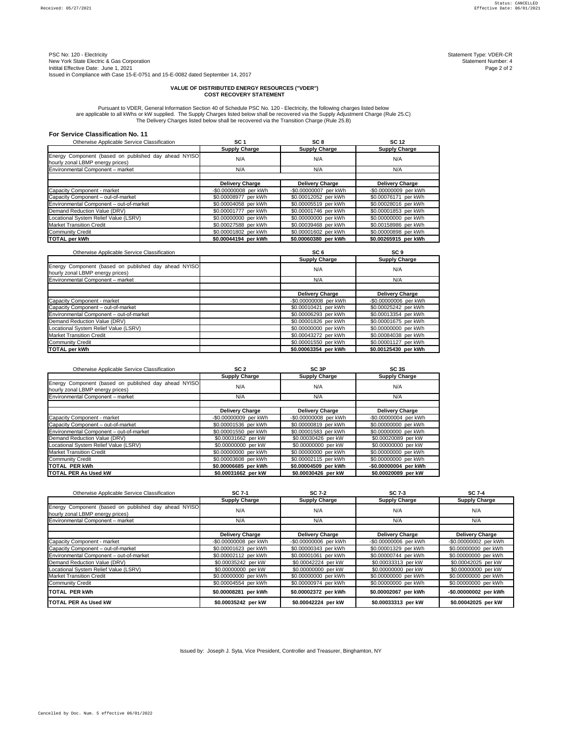PSC No: 120 - Electricity
New York State Electric & Gas Corporation
Initital Effective Date: June 1, 2021
Issued in Compliance with Case 15-E-0751 and 15-E-0082 dated September 14, 2017

Statement Type: VDER-CR
Statement Number: 4

## VALUE OF DISTRIBUTED ENERGY RESOURCES ("VDER") COST RECOVERY STATEMENT

Pursuant to VDER, General Information Section 40 of Schedule PSC No. 120 - Electricity, the following charges listed below are applicable to all kWhs or kW supplied. The Supply Charges listed below shall be recovered via the Supply Adjustment Charge (Rule 25.C) The Delivery Charges listed below shall be recovered via the Transition Charge (Rule 25.B)

### For Service Classification No. 11

| Otherwise Applicable Service Classification | SC 1 | SC 8 | SC 12 |
|---|---|---|---|
| | **Supply Charge** | **Supply Charge** | **Supply Charge** |
| Energy Component (based on published day ahead NYISO hourly zonal LBMP energy prices) | N/A | N/A | N/A |
| Environmental Component – market | N/A | N/A | N/A |
| | | | |
| | **Delivery Charge** | **Delivery Charge** | **Delivery Charge** |
| Capacity Component - market | -$0.00000008 per kWh | -$0.00000007 per kWh | -$0.00000009 per kWh |
| Capacity Component – out-of-market | $0.00008977 per kWh | $0.00012052 per kWh | $0.00076171 per kWh |
| Environmental Component – out-of-market | $0.00004058 per kWh | $0.00005519 per kWh | $0.00028016 per kWh |
| Demand Reduction Value (DRV) | $0.00001777 per kWh | $0.00001746 per kWh | $0.00001853 per kWh |
| Locational System Relief Value (LSRV) | $0.00000000 per kWh | $0.00000000 per kWh | $0.00000000 per kWh |
| Market Transition Credit | $0.00027588 per kWh | $0.00039468 per kWh | $0.00158986 per kWh |
| Community Credit | $0.00001802 per kWh | $0.00001602 per kWh | $0.00000898 per kWh |
| **TOTAL per kWh** | **$0.00044194 per kWh** | **$0.00060380 per kWh** | **$0.00265915 per kWh** |

| Otherwise Applicable Service Classification | | SC 6 | SC 9 |
|---|---|---|---|
| | | **Supply Charge** | **Supply Charge** |
| Energy Component (based on published day ahead NYISO hourly zonal LBMP energy prices) | | N/A | N/A |
| Environmental Component – market | | N/A | N/A |
| | | | |
| | | **Delivery Charge** | **Delivery Charge** |
| Capacity Component - market | | -$0.00000008 per kWh | -$0.00000006 per kWh |
| Capacity Component – out-of-market | | $0.00010421 per kWh | $0.00025242 per kWh |
| Environmental Component – out-of-market | | $0.00006293 per kWh | $0.00013354 per kWh |
| Demand Reduction Value (DRV) | | $0.00001826 per kWh | $0.00001675 per kWh |
| Locational System Relief Value (LSRV) | | $0.00000000 per kWh | $0.00000000 per kWh |
| Market Transition Credit | | $0.00043272 per kWh | $0.00084038 per kWh |
| Community Credit | | $0.00001550 per kWh | $0.00001127 per kWh |
| **TOTAL per kWh** | | **$0.00063354 per kWh** | **$0.00125430 per kWh** |

| Otherwise Applicable Service Classification | SC 2 | SC 3P | SC 3S |
|---|---|---|---|
| | **Supply Charge** | **Supply Charge** | **Supply Charge** |
| Energy Component (based on published day ahead NYISO hourly zonal LBMP energy prices) | N/A | N/A | N/A |
| Environmental Component – market | N/A | N/A | N/A |
| | | | |
| | **Delivery Charge** | **Delivery Charge** | **Delivery Charge** |
| Capacity Component - market | -$0.00000009 per kWh | -$0.00000008 per kWh | -$0.00000004 per kWh |
| Capacity Component – out-of-market | $0.00001536 per kWh | $0.00000819 per kWh | $0.00000000 per kWh |
| Environmental Component – out-of-market | $0.00001550 per kWh | $0.00001583 per kWh | $0.00000000 per kWh |
| Demand Reduction Value (DRV) | $0.00031662 per kW | $0.00030426 per kW | $0.00020089 per kW |
| Locational System Relief Value (LSRV) | $0.00000000 per kW | $0.00000000 per kW | $0.00000000 per kW |
| Market Transition Credit | $0.00000000 per kWh | $0.00000000 per kWh | $0.00000000 per kWh |
| Community Credit | $0.00003608 per kWh | $0.00002115 per kWh | $0.00000000 per kWh |
| **TOTAL PER kWh** | **$0.00006685 per kWh** | **$0.00004509 per kWh** | **-$0.00000004 per kWh** |
| **TOTAL PER As Used kW** | **$0.00031662 per kW** | **$0.00030426 per kW** | **$0.00020089 per kW** |

| Otherwise Applicable Service Classification | SC 7-1 | SC 7-2 | SC 7-3 | SC 7-4 |
|---|---|---|---|---|
| | **Supply Charge** | **Supply Charge** | **Supply Charge** | **Supply Charge** |
| Energy Component (based on published day ahead NYISO hourly zonal LBMP energy prices) | N/A | N/A | N/A | N/A |
| Environmental Component – market | N/A | N/A | N/A | N/A |
| | | | | |
| | **Delivery Charge** | **Delivery Charge** | **Delivery Charge** | **Delivery Charge** |
| Capacity Component - market | -$0.00000008 per kWh | -$0.00000006 per kWh | -$0.00000006 per kWh | -$0.00000002 per kWh |
| Capacity Component – out-of-market | $0.00001623 per kWh | $0.00000343 per kWh | $0.00001329 per kWh | $0.00000000 per kWh |
| Environmental Component – out-of-market | $0.00002112 per kWh | $0.00001061 per kWh | $0.00000744 per kWh | $0.00000000 per kWh |
| Demand Reduction Value (DRV) | $0.00035242 per kW | $0.00042224 per kW | $0.00033313 per kW | $0.00042025 per kW |
| Locational System Relief Value (LSRV) | $0.00000000 per kW | $0.00000000 per kW | $0.00000000 per kW | $0.00000000 per kW |
| Market Transition Credit | $0.00000000 per kWh | $0.00000000 per kWh | $0.00000000 per kWh | $0.00000000 per kWh |
| Community Credit | $0.00004554 per kWh | $0.00000974 per kWh | $0.00000000 per kWh | $0.00000000 per kWh |
| **TOTAL PER kWh** | **$0.00008281 per kWh** | **$0.00002372 per kWh** | **$0.00002067 per kWh** | **-$0.00000002 per kWh** |
| **TOTAL PER As Used kW** | **$0.00035242 per kW** | **$0.00042224 per kW** | **$0.00033313 per kW** | **$0.00042025 per kW** |

Issued by: Joseph J. Syta, Vice President, Controller and Treasurer, Binghamton, NY